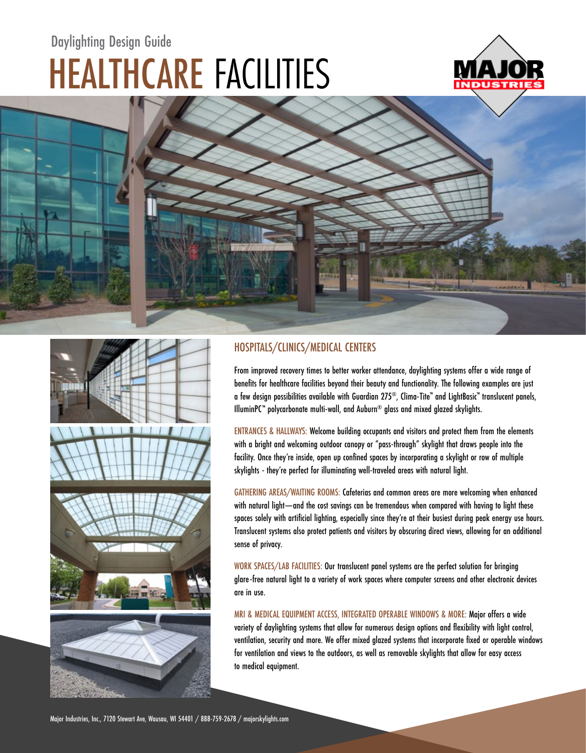Daylighting Design Guide

# HEALTHCARE FACILITIES

## HOSPITALS/CLINICS/MEDICAL CENTERS

From improved recovery times to better worker attendance, daylighting systems offer a wide range of benefits for healthcare facilities beyond their beauty and functionality. The following examples are just a few design possibilities available with Guardian 275®, Clima-Tite™ and LightBasic™ translucent panels, IlluminPC™ polycarbonate multi-wall, and Auburn® glass and mixed glazed skylights.

ENTRANCES & HALLWAYS: Welcome building occupants and visitors and protect them from the elements with a bright and welcoming outdoor canopy or "pass-through" skylight that draws people into the facility. Once they're inside, open up confined spaces by incorporating a skylight or row of multiple skylights - they're perfect for illuminating well-traveled areas with natural light.

GATHERING AREAS/WAITING ROOMS: Cafeterias and common areas are more welcoming when enhanced with natural light—and the cost savings can be tremendous when compared with having to light these spaces solely with artificial lighting, especially since they're at their busiest during peak energy use hours. Translucent systems also protect patients and visitors by obscuring direct views, allowing for an additional sense of privacy.

WORK SPACES/LAB FACILITIES: Our translucent panel systems are the perfect solution for bringing glare-free natural light to a variety of work spaces where computer screens and other electronic devices are in use.

MRI & MEDICAL EQUIPMENT ACCESS, INTEGRATED OPERABLE WINDOWS & MORE: Major offers a wide variety of daylighting systems that allow for numerous design options and flexibility with light control, ventilation, security and more. We offer mixed glazed systems that incorporate fixed or operable windows for ventilation and views to the outdoors, as well as removable skylights that allow for easy access to medical equipment.

Major Industries, Inc., 7120 Stewart Ave, Wausau, WI 54401 / 888-759-2678 / majorskylights.com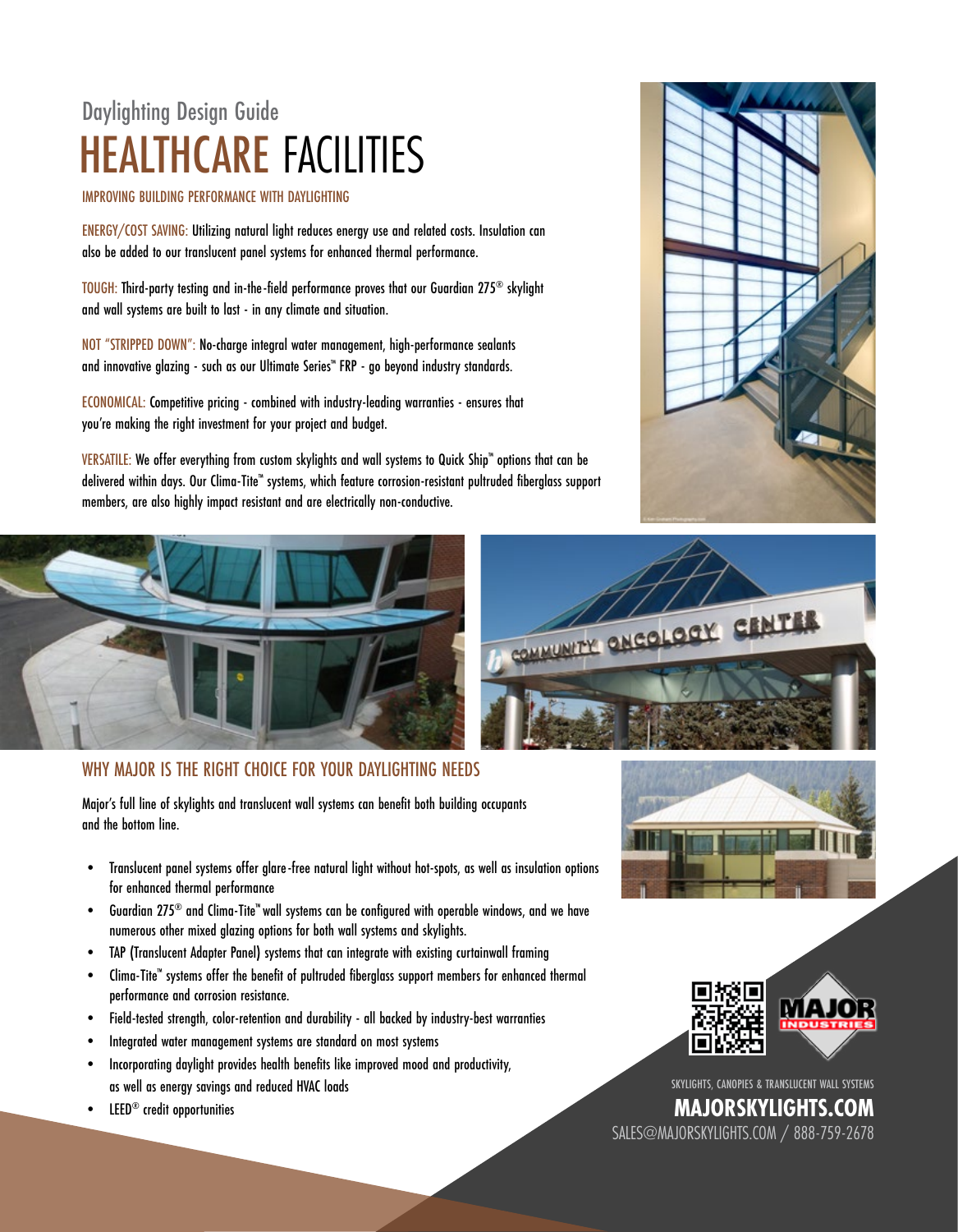Daylighting Design Guide

# HEALTHCARE FACILITIES

## IMPROVING BUILDING PERFORMANCE WITH DAYLIGHTING

ENERGY/COST SAVING: Utilizing natural light reduces energy use and related costs. Insulation can also be added to our translucent panel systems for enhanced thermal performance.

TOUGH: Third-party testing and in-the-field performance proves that our Guardian 275® skylight and wall systems are built to last - in any climate and situation.

NOT "STRIPPED DOWN": No-charge integral water management, high-performance sealants and innovative glazing - such as our Ultimate Series™ FRP - go beyond industry standards.

ECONOMICAL: Competitive pricing - combined with industry-leading warranties - ensures that you're making the right investment for your project and budget.

VERSATILE: We offer everything from custom skylights and wall systems to Quick Ship™ options that can be delivered within days. Our Clima-Tite™ systems, which feature corrosion-resistant pultruded fiberglass support members, are also highly impact resistant and are electrically non-conductive.

## WHY MAJOR IS THE RIGHT CHOICE FOR YOUR DAYLIGHTING NEEDS

Major's full line of skylights and translucent wall systems can benefit both building occupants and the bottom line.

- Translucent panel systems offer glare-free natural light without hot-spots, as well as insulation options for enhanced thermal performance
- Guardian 275® and Clima-Tite™ wall systems can be configured with operable windows, and we have numerous other mixed glazing options for both wall systems and skylights.
- TAP (Translucent Adapter Panel) systems that can integrate with existing curtainwall framing
- Clima-Tite™ systems offer the benefit of pultruded fiberglass support members for enhanced thermal performance and corrosion resistance.
- Field-tested strength, color-retention and durability - all backed by industry-best warranties
- Integrated water management systems are standard on most systems
- Incorporating daylight provides health benefits like improved mood and productivity, as well as energy savings and reduced HVAC loads
- LEED® credit opportunities

MAJOR INDUSTRIES

SKYLIGHTS, CANOPIES & TRANSLUCENT WALL SYSTEMS

**MAJORSKYLIGHTS.COM**

SALES@MAJORSKYLIGHTS.COM / 888-759-2678